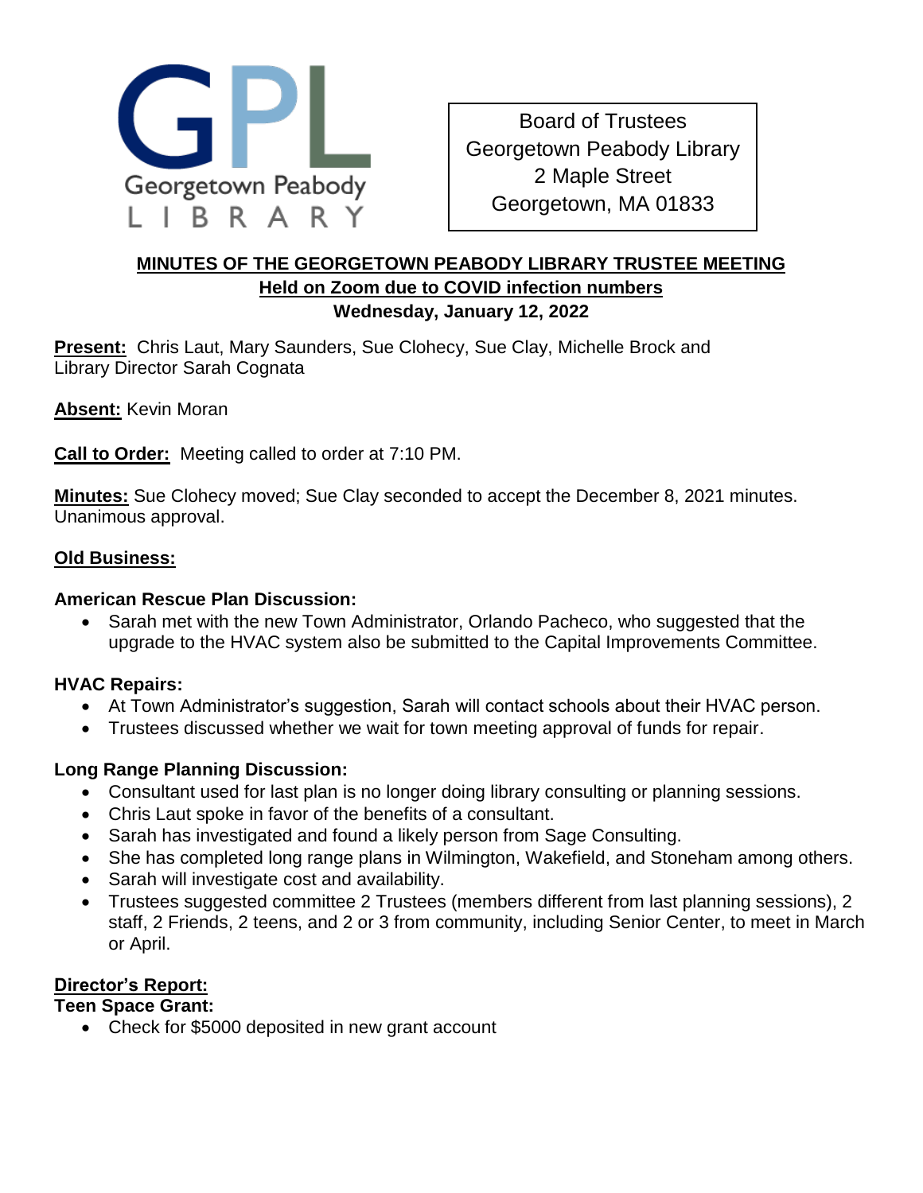Georgetown Peabody LIBRARY

Board of Trustees
Georgetown Peabody Library
2 Maple Street
Georgetown, MA 01833

# MINUTES OF THE GEORGETOWN PEABODY LIBRARY TRUSTEE MEETING

## Held on Zoom due to COVID infection numbers

**Wednesday, January 12, 2022**

**Present:** Chris Laut, Mary Saunders, Sue Clohecy, Sue Clay, Michelle Brock and Library Director Sarah Cognata

**Absent:** Kevin Moran

**Call to Order:** Meeting called to order at 7:10 PM.

**Minutes:** Sue Clohecy moved; Sue Clay seconded to accept the December 8, 2021 minutes. Unanimous approval.

**Old Business:**

**American Rescue Plan Discussion:**

- Sarah met with the new Town Administrator, Orlando Pacheco, who suggested that the upgrade to the HVAC system also be submitted to the Capital Improvements Committee.

**HVAC Repairs:**

- At Town Administrator's suggestion, Sarah will contact schools about their HVAC person.
- Trustees discussed whether we wait for town meeting approval of funds for repair.

**Long Range Planning Discussion:**

- Consultant used for last plan is no longer doing library consulting or planning sessions.
- Chris Laut spoke in favor of the benefits of a consultant.
- Sarah has investigated and found a likely person from Sage Consulting.
- She has completed long range plans in Wilmington, Wakefield, and Stoneham among others.
- Sarah will investigate cost and availability.
- Trustees suggested committee 2 Trustees (members different from last planning sessions), 2 staff, 2 Friends, 2 teens, and 2 or 3 from community, including Senior Center, to meet in March or April.

**Director's Report:**

**Teen Space Grant:**

- Check for $5000 deposited in new grant account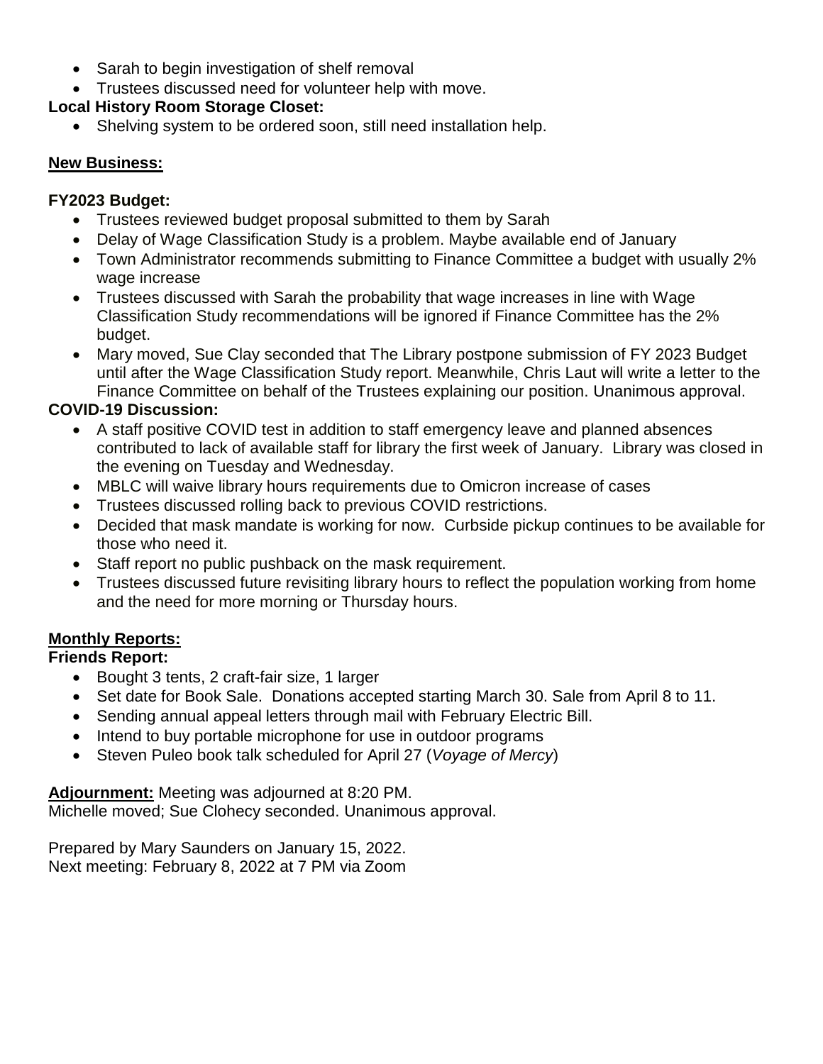- Sarah to begin investigation of shelf removal
- Trustees discussed need for volunteer help with move.

**Local History Room Storage Closet:**

- Shelving system to be ordered soon, still need installation help.

**New Business:**

**FY2023 Budget:**

- Trustees reviewed budget proposal submitted to them by Sarah
- Delay of Wage Classification Study is a problem. Maybe available end of January
- Town Administrator recommends submitting to Finance Committee a budget with usually 2% wage increase
- Trustees discussed with Sarah the probability that wage increases in line with Wage Classification Study recommendations will be ignored if Finance Committee has the 2% budget.
- Mary moved, Sue Clay seconded that The Library postpone submission of FY 2023 Budget until after the Wage Classification Study report. Meanwhile, Chris Laut will write a letter to the Finance Committee on behalf of the Trustees explaining our position. Unanimous approval.

**COVID-19 Discussion:**

- A staff positive COVID test in addition to staff emergency leave and planned absences contributed to lack of available staff for library the first week of January. Library was closed in the evening on Tuesday and Wednesday.
- MBLC will waive library hours requirements due to Omicron increase of cases
- Trustees discussed rolling back to previous COVID restrictions.
- Decided that mask mandate is working for now. Curbside pickup continues to be available for those who need it.
- Staff report no public pushback on the mask requirement.
- Trustees discussed future revisiting library hours to reflect the population working from home and the need for more morning or Thursday hours.

**Monthly Reports:**

**Friends Report:**

- Bought 3 tents, 2 craft-fair size, 1 larger
- Set date for Book Sale. Donations accepted starting March 30. Sale from April 8 to 11.
- Sending annual appeal letters through mail with February Electric Bill.
- Intend to buy portable microphone for use in outdoor programs
- Steven Puleo book talk scheduled for April 27 (*Voyage of Mercy*)

**Adjournment:** Meeting was adjourned at 8:20 PM.
Michelle moved; Sue Clohecy seconded. Unanimous approval.

Prepared by Mary Saunders on January 15, 2022.
Next meeting: February 8, 2022 at 7 PM via Zoom